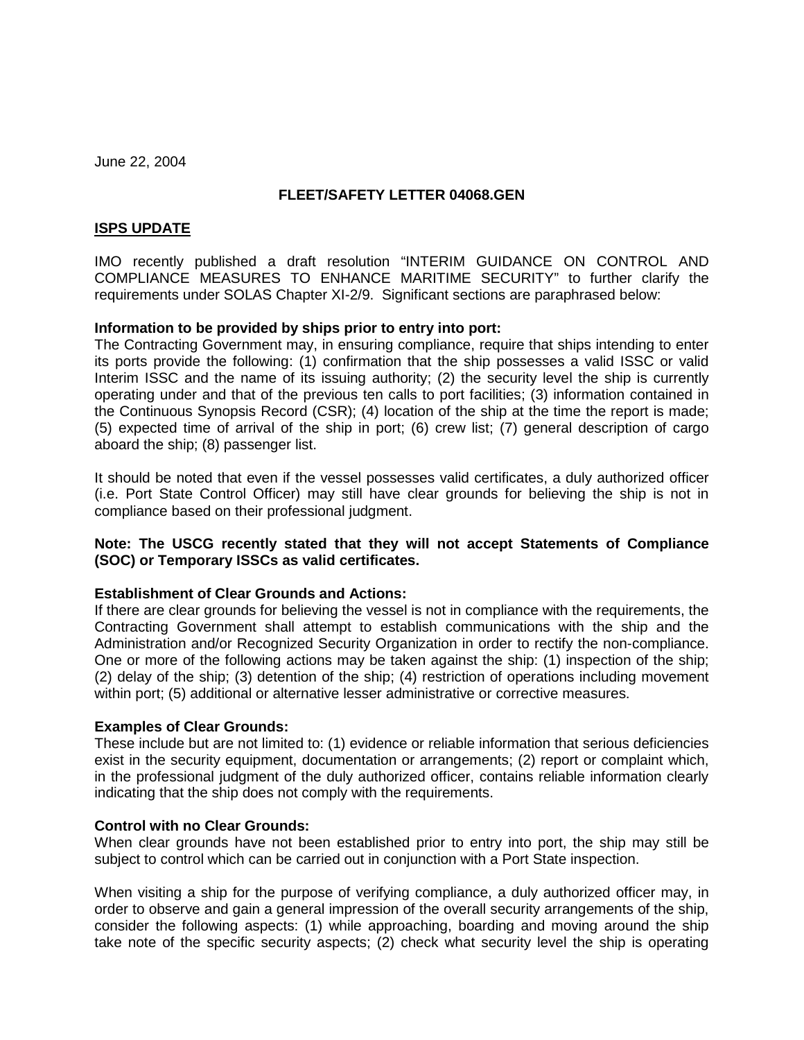June 22, 2004

**FLEET/SAFETY LETTER 04068.GEN**

## ISPS UPDATE

IMO recently published a draft resolution "INTERIM GUIDANCE ON CONTROL AND COMPLIANCE MEASURES TO ENHANCE MARITIME SECURITY" to further clarify the requirements under SOLAS Chapter XI-2/9. Significant sections are paraphrased below:

**Information to be provided by ships prior to entry into port:**
The Contracting Government may, in ensuring compliance, require that ships intending to enter its ports provide the following: (1) confirmation that the ship possesses a valid ISSC or valid Interim ISSC and the name of its issuing authority; (2) the security level the ship is currently operating under and that of the previous ten calls to port facilities; (3) information contained in the Continuous Synopsis Record (CSR); (4) location of the ship at the time the report is made; (5) expected time of arrival of the ship in port; (6) crew list; (7) general description of cargo aboard the ship; (8) passenger list.

It should be noted that even if the vessel possesses valid certificates, a duly authorized officer (i.e. Port State Control Officer) may still have clear grounds for believing the ship is not in compliance based on their professional judgment.

**Note: The USCG recently stated that they will not accept Statements of Compliance (SOC) or Temporary ISSCs as valid certificates.**

**Establishment of Clear Grounds and Actions:**
If there are clear grounds for believing the vessel is not in compliance with the requirements, the Contracting Government shall attempt to establish communications with the ship and the Administration and/or Recognized Security Organization in order to rectify the non-compliance. One or more of the following actions may be taken against the ship: (1) inspection of the ship; (2) delay of the ship; (3) detention of the ship; (4) restriction of operations including movement within port; (5) additional or alternative lesser administrative or corrective measures.

**Examples of Clear Grounds:**
These include but are not limited to: (1) evidence or reliable information that serious deficiencies exist in the security equipment, documentation or arrangements; (2) report or complaint which, in the professional judgment of the duly authorized officer, contains reliable information clearly indicating that the ship does not comply with the requirements.

**Control with no Clear Grounds:**
When clear grounds have not been established prior to entry into port, the ship may still be subject to control which can be carried out in conjunction with a Port State inspection.

When visiting a ship for the purpose of verifying compliance, a duly authorized officer may, in order to observe and gain a general impression of the overall security arrangements of the ship, consider the following aspects: (1) while approaching, boarding and moving around the ship take note of the specific security aspects; (2) check what security level the ship is operating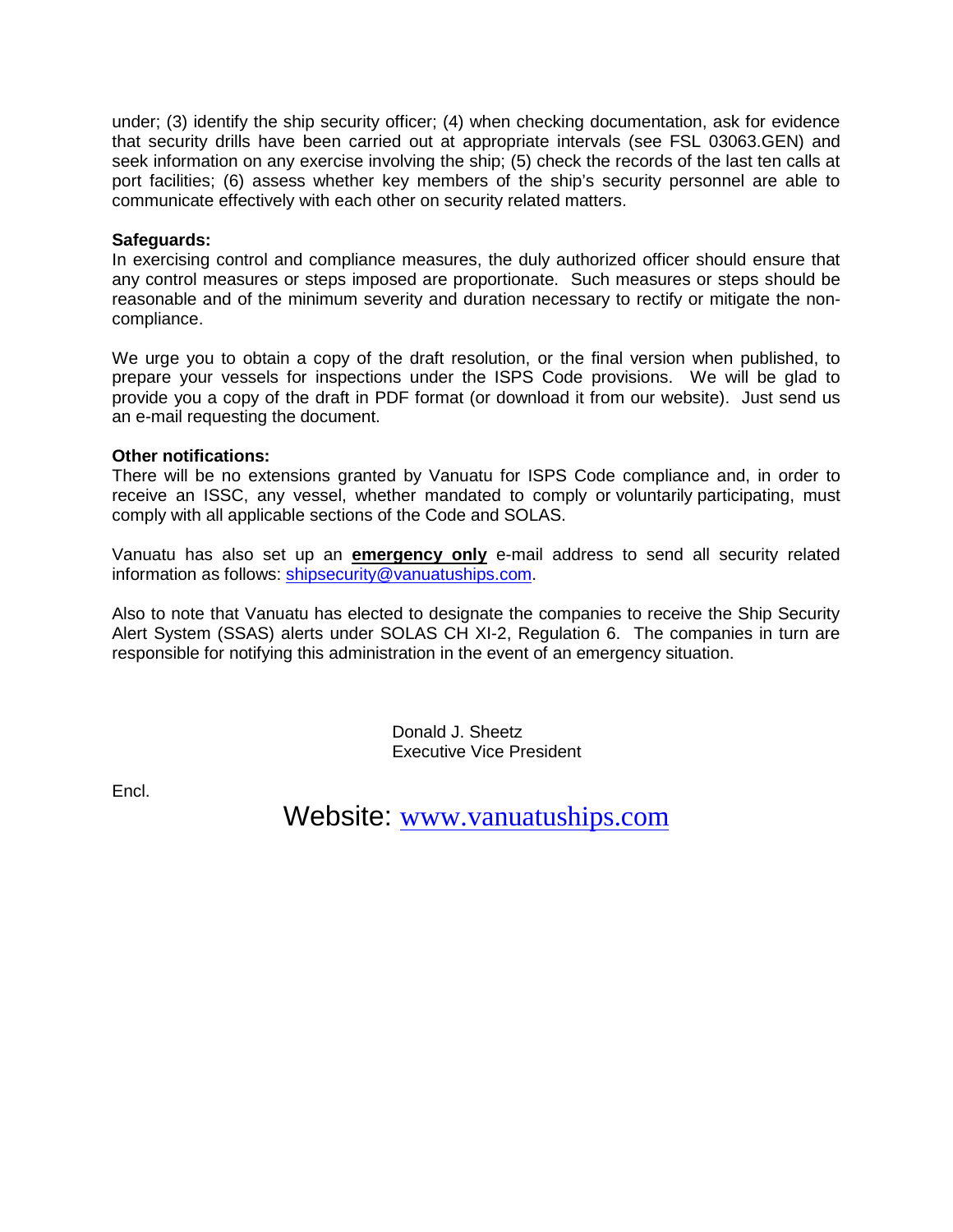under; (3) identify the ship security officer; (4) when checking documentation, ask for evidence that security drills have been carried out at appropriate intervals (see FSL 03063.GEN) and seek information on any exercise involving the ship; (5) check the records of the last ten calls at port facilities; (6) assess whether key members of the ship's security personnel are able to communicate effectively with each other on security related matters.

**Safeguards:**
In exercising control and compliance measures, the duly authorized officer should ensure that any control measures or steps imposed are proportionate. Such measures or steps should be reasonable and of the minimum severity and duration necessary to rectify or mitigate the non-compliance.

We urge you to obtain a copy of the draft resolution, or the final version when published, to prepare your vessels for inspections under the ISPS Code provisions. We will be glad to provide you a copy of the draft in PDF format (or download it from our website). Just send us an e-mail requesting the document.

**Other notifications:**
There will be no extensions granted by Vanuatu for ISPS Code compliance and, in order to receive an ISSC, any vessel, whether mandated to comply or voluntarily participating, must comply with all applicable sections of the Code and SOLAS.

Vanuatu has also set up an **emergency only** e-mail address to send all security related information as follows: shipsecurity@vanuatuships.com.

Also to note that Vanuatu has elected to designate the companies to receive the Ship Security Alert System (SSAS) alerts under SOLAS CH XI-2, Regulation 6. The companies in turn are responsible for notifying this administration in the event of an emergency situation.

Donald J. Sheetz
Executive Vice President

Encl.

Website: www.vanuatuships.com